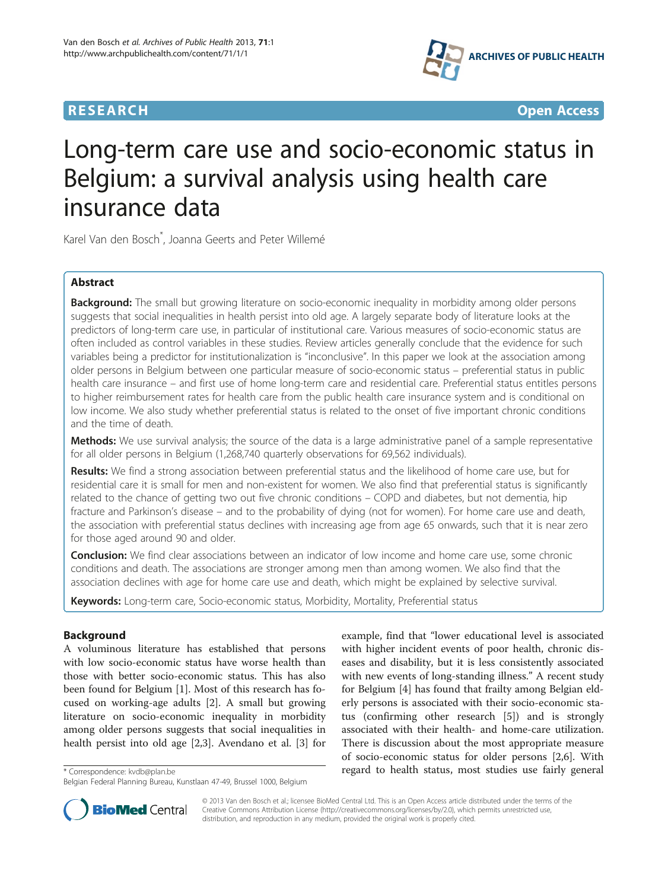RESEARCH Open Access

# Long-term care use and socio-economic status in Belgium: a survival analysis using health care insurance data

Karel Van den Bosch*, Joanna Geerts and Peter Willemé

## Abstract

**Background:** The small but growing literature on socio-economic inequality in morbidity among older persons suggests that social inequalities in health persist into old age. A largely separate body of literature looks at the predictors of long-term care use, in particular of institutional care. Various measures of socio-economic status are often included as control variables in these studies. Review articles generally conclude that the evidence for such variables being a predictor for institutionalization is "inconclusive". In this paper we look at the association among older persons in Belgium between one particular measure of socio-economic status – preferential status in public health care insurance – and first use of home long-term care and residential care. Preferential status entitles persons to higher reimbursement rates for health care from the public health care insurance system and is conditional on low income. We also study whether preferential status is related to the onset of five important chronic conditions and the time of death.

**Methods:** We use survival analysis; the source of the data is a large administrative panel of a sample representative for all older persons in Belgium (1,268,740 quarterly observations for 69,562 individuals).

**Results:** We find a strong association between preferential status and the likelihood of home care use, but for residential care it is small for men and non-existent for women. We also find that preferential status is significantly related to the chance of getting two out five chronic conditions – COPD and diabetes, but not dementia, hip fracture and Parkinson's disease – and to the probability of dying (not for women). For home care use and death, the association with preferential status declines with increasing age from age 65 onwards, such that it is near zero for those aged around 90 and older.

**Conclusion:** We find clear associations between an indicator of low income and home care use, some chronic conditions and death. The associations are stronger among men than among women. We also find that the association declines with age for home care use and death, which might be explained by selective survival.

**Keywords:** Long-term care, Socio-economic status, Morbidity, Mortality, Preferential status

## Background

A voluminous literature has established that persons with low socio-economic status have worse health than those with better socio-economic status. This has also been found for Belgium [1]. Most of this research has focused on working-age adults [2]. A small but growing literature on socio-economic inequality in morbidity among older persons suggests that social inequalities in health persist into old age [2,3]. Avendano et al. [3] for example, find that "lower educational level is associated with higher incident events of poor health, chronic diseases and disability, but it is less consistently associated with new events of long-standing illness." A recent study for Belgium [4] has found that frailty among Belgian elderly persons is associated with their socio-economic status (confirming other research [5]) and is strongly associated with their health- and home-care utilization. There is discussion about the most appropriate measure of socio-economic status for older persons [2,6]. With regard to health status, most studies use fairly general

* Correspondence: kvdb@plan.be
Belgian Federal Planning Bureau, Kunstlaan 47-49, Brussel 1000, Belgium

© 2013 Van den Bosch et al.; licensee BioMed Central Ltd. This is an Open Access article distributed under the terms of the Creative Commons Attribution License (http://creativecommons.org/licenses/by/2.0), which permits unrestricted use, distribution, and reproduction in any medium, provided the original work is properly cited.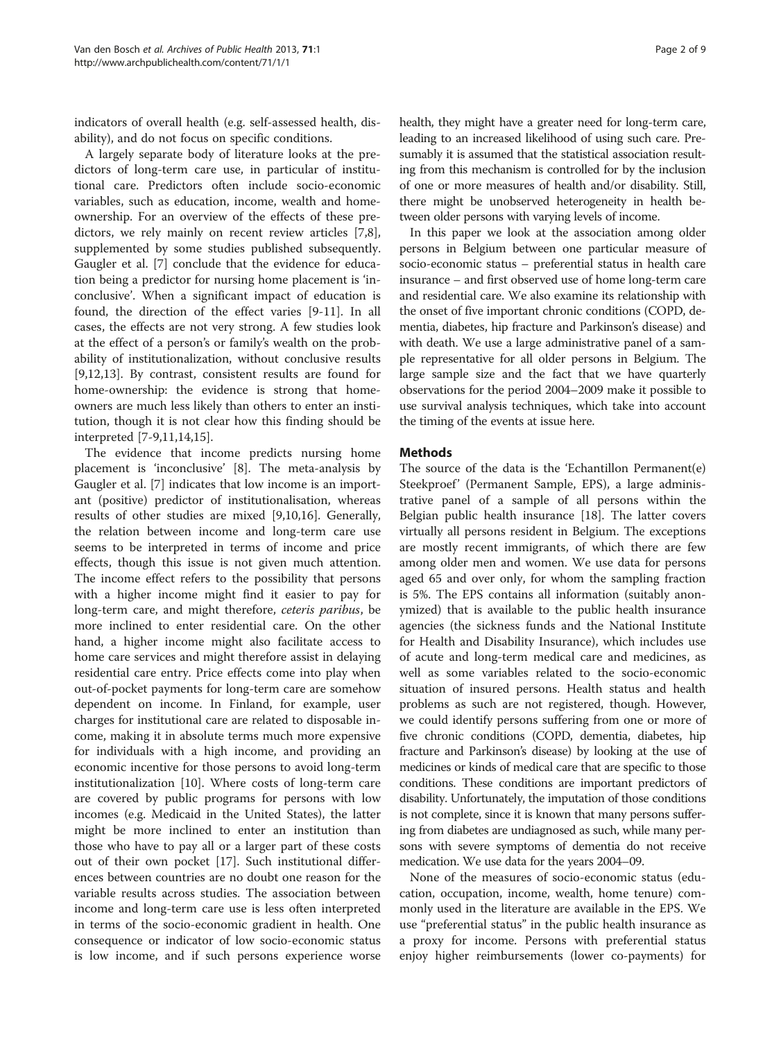indicators of overall health (e.g. self-assessed health, disability), and do not focus on specific conditions.

A largely separate body of literature looks at the predictors of long-term care use, in particular of institutional care. Predictors often include socio-economic variables, such as education, income, wealth and home-ownership. For an overview of the effects of these predictors, we rely mainly on recent review articles [7,8], supplemented by some studies published subsequently. Gaugler et al. [7] conclude that the evidence for education being a predictor for nursing home placement is 'inconclusive'. When a significant impact of education is found, the direction of the effect varies [9-11]. In all cases, the effects are not very strong. A few studies look at the effect of a person's or family's wealth on the probability of institutionalization, without conclusive results [9,12,13]. By contrast, consistent results are found for home-ownership: the evidence is strong that home-owners are much less likely than others to enter an institution, though it is not clear how this finding should be interpreted [7-9,11,14,15].

The evidence that income predicts nursing home placement is 'inconclusive' [8]. The meta-analysis by Gaugler et al. [7] indicates that low income is an important (positive) predictor of institutionalisation, whereas results of other studies are mixed [9,10,16]. Generally, the relation between income and long-term care use seems to be interpreted in terms of income and price effects, though this issue is not given much attention. The income effect refers to the possibility that persons with a higher income might find it easier to pay for long-term care, and might therefore, *ceteris paribus*, be more inclined to enter residential care. On the other hand, a higher income might also facilitate access to home care services and might therefore assist in delaying residential care entry. Price effects come into play when out-of-pocket payments for long-term care are somehow dependent on income. In Finland, for example, user charges for institutional care are related to disposable income, making it in absolute terms much more expensive for individuals with a high income, and providing an economic incentive for those persons to avoid long-term institutionalization [10]. Where costs of long-term care are covered by public programs for persons with low incomes (e.g. Medicaid in the United States), the latter might be more inclined to enter an institution than those who have to pay all or a larger part of these costs out of their own pocket [17]. Such institutional differences between countries are no doubt one reason for the variable results across studies. The association between income and long-term care use is less often interpreted in terms of the socio-economic gradient in health. One consequence or indicator of low socio-economic status is low income, and if such persons experience worse health, they might have a greater need for long-term care, leading to an increased likelihood of using such care. Presumably it is assumed that the statistical association resulting from this mechanism is controlled for by the inclusion of one or more measures of health and/or disability. Still, there might be unobserved heterogeneity in health between older persons with varying levels of income.

In this paper we look at the association among older persons in Belgium between one particular measure of socio-economic status – preferential status in health care insurance – and first observed use of home long-term care and residential care. We also examine its relationship with the onset of five important chronic conditions (COPD, dementia, diabetes, hip fracture and Parkinson's disease) and with death. We use a large administrative panel of a sample representative for all older persons in Belgium. The large sample size and the fact that we have quarterly observations for the period 2004–2009 make it possible to use survival analysis techniques, which take into account the timing of the events at issue here.

## Methods

The source of the data is the 'Echantillon Permanent(e) Steekproef' (Permanent Sample, EPS), a large administrative panel of a sample of all persons within the Belgian public health insurance [18]. The latter covers virtually all persons resident in Belgium. The exceptions are mostly recent immigrants, of which there are few among older men and women. We use data for persons aged 65 and over only, for whom the sampling fraction is 5%. The EPS contains all information (suitably anonymized) that is available to the public health insurance agencies (the sickness funds and the National Institute for Health and Disability Insurance), which includes use of acute and long-term medical care and medicines, as well as some variables related to the socio-economic situation of insured persons. Health status and health problems as such are not registered, though. However, we could identify persons suffering from one or more of five chronic conditions (COPD, dementia, diabetes, hip fracture and Parkinson's disease) by looking at the use of medicines or kinds of medical care that are specific to those conditions. These conditions are important predictors of disability. Unfortunately, the imputation of those conditions is not complete, since it is known that many persons suffering from diabetes are undiagnosed as such, while many persons with severe symptoms of dementia do not receive medication. We use data for the years 2004–09.

None of the measures of socio-economic status (education, occupation, income, wealth, home tenure) commonly used in the literature are available in the EPS. We use "preferential status" in the public health insurance as a proxy for income. Persons with preferential status enjoy higher reimbursements (lower co-payments) for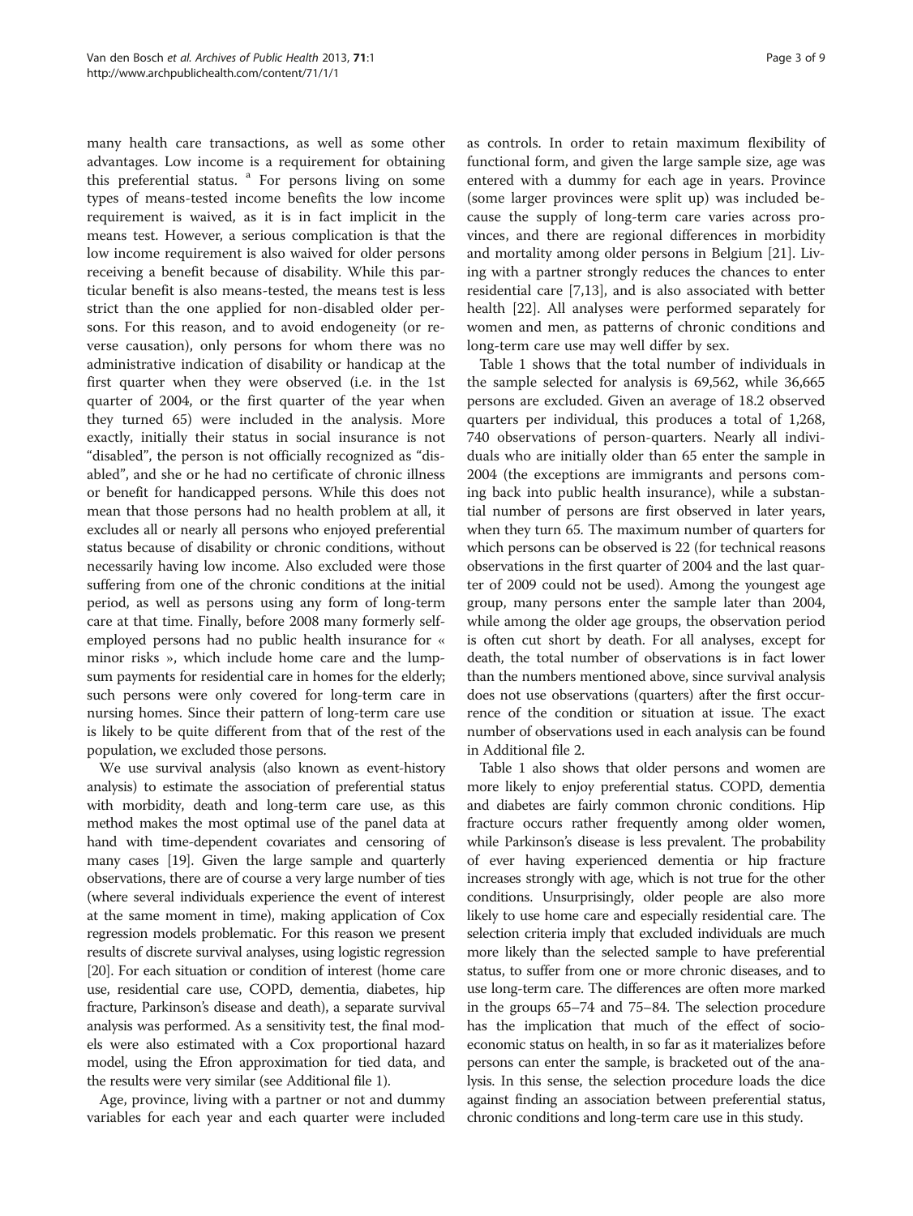many health care transactions, as well as some other advantages. Low income is a requirement for obtaining this preferential status. [a] For persons living on some types of means-tested income benefits the low income requirement is waived, as it is in fact implicit in the means test. However, a serious complication is that the low income requirement is also waived for older persons receiving a benefit because of disability. While this particular benefit is also means-tested, the means test is less strict than the one applied for non-disabled older persons. For this reason, and to avoid endogeneity (or reverse causation), only persons for whom there was no administrative indication of disability or handicap at the first quarter when they were observed (i.e. in the 1st quarter of 2004, or the first quarter of the year when they turned 65) were included in the analysis. More exactly, initially their status in social insurance is not "disabled", the person is not officially recognized as "disabled", and she or he had no certificate of chronic illness or benefit for handicapped persons. While this does not mean that those persons had no health problem at all, it excludes all or nearly all persons who enjoyed preferential status because of disability or chronic conditions, without necessarily having low income. Also excluded were those suffering from one of the chronic conditions at the initial period, as well as persons using any form of long-term care at that time. Finally, before 2008 many formerly self-employed persons had no public health insurance for « minor risks », which include home care and the lump-sum payments for residential care in homes for the elderly; such persons were only covered for long-term care in nursing homes. Since their pattern of long-term care use is likely to be quite different from that of the rest of the population, we excluded those persons.

We use survival analysis (also known as event-history analysis) to estimate the association of preferential status with morbidity, death and long-term care use, as this method makes the most optimal use of the panel data at hand with time-dependent covariates and censoring of many cases [19]. Given the large sample and quarterly observations, there are of course a very large number of ties (where several individuals experience the event of interest at the same moment in time), making application of Cox regression models problematic. For this reason we present results of discrete survival analyses, using logistic regression [20]. For each situation or condition of interest (home care use, residential care use, COPD, dementia, diabetes, hip fracture, Parkinson's disease and death), a separate survival analysis was performed. As a sensitivity test, the final models were also estimated with a Cox proportional hazard model, using the Efron approximation for tied data, and the results were very similar (see Additional file 1).

Age, province, living with a partner or not and dummy variables for each year and each quarter were included as controls. In order to retain maximum flexibility of functional form, and given the large sample size, age was entered with a dummy for each age in years. Province (some larger provinces were split up) was included because the supply of long-term care varies across provinces, and there are regional differences in morbidity and mortality among older persons in Belgium [21]. Living with a partner strongly reduces the chances to enter residential care [7,13], and is also associated with better health [22]. All analyses were performed separately for women and men, as patterns of chronic conditions and long-term care use may well differ by sex.

Table 1 shows that the total number of individuals in the sample selected for analysis is 69,562, while 36,665 persons are excluded. Given an average of 18.2 observed quarters per individual, this produces a total of 1,268, 740 observations of person-quarters. Nearly all individuals who are initially older than 65 enter the sample in 2004 (the exceptions are immigrants and persons coming back into public health insurance), while a substantial number of persons are first observed in later years, when they turn 65. The maximum number of quarters for which persons can be observed is 22 (for technical reasons observations in the first quarter of 2004 and the last quarter of 2009 could not be used). Among the youngest age group, many persons enter the sample later than 2004, while among the older age groups, the observation period is often cut short by death. For all analyses, except for death, the total number of observations is in fact lower than the numbers mentioned above, since survival analysis does not use observations (quarters) after the first occurrence of the condition or situation at issue. The exact number of observations used in each analysis can be found in Additional file 2.

Table 1 also shows that older persons and women are more likely to enjoy preferential status. COPD, dementia and diabetes are fairly common chronic conditions. Hip fracture occurs rather frequently among older women, while Parkinson's disease is less prevalent. The probability of ever having experienced dementia or hip fracture increases strongly with age, which is not true for the other conditions. Unsurprisingly, older people are also more likely to use home care and especially residential care. The selection criteria imply that excluded individuals are much more likely than the selected sample to have preferential status, to suffer from one or more chronic diseases, and to use long-term care. The differences are often more marked in the groups 65–74 and 75–84. The selection procedure has the implication that much of the effect of socio-economic status on health, in so far as it materializes before persons can enter the sample, is bracketed out of the analysis. In this sense, the selection procedure loads the dice against finding an association between preferential status, chronic conditions and long-term care use in this study.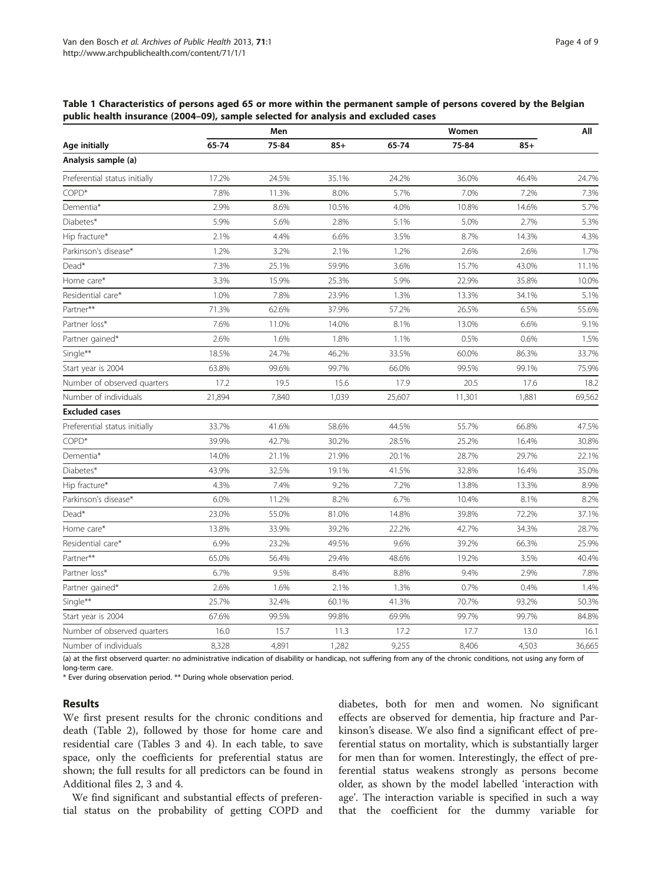**Table 1 Characteristics of persons aged 65 or more within the permanent sample of persons covered by the Belgian public health insurance (2004–09), sample selected for analysis and excluded cases**

| | Men | | | Women | | | All |
|---|---|---|---|---|---|---|---|
| Age initially | 65-74 | 75-84 | 85+ | 65-74 | 75-84 | 85+ | |
| **Analysis sample (a)** | | | | | | | |
| Preferential status initially | 17.2% | 24.5% | 35.1% | 24.2% | 36.0% | 46.4% | 24.7% |
| COPD* | 7.8% | 11.3% | 8.0% | 5.7% | 7.0% | 7.2% | 7.3% |
| Dementia* | 2.9% | 8.6% | 10.5% | 4.0% | 10.8% | 14.6% | 5.7% |
| Diabetes* | 5.9% | 5.6% | 2.8% | 5.1% | 5.0% | 2.7% | 5.3% |
| Hip fracture* | 2.1% | 4.4% | 6.6% | 3.5% | 8.7% | 14.3% | 4.3% |
| Parkinson's disease* | 1.2% | 3.2% | 2.1% | 1.2% | 2.6% | 2.6% | 1.7% |
| Dead* | 7.3% | 25.1% | 59.9% | 3.6% | 15.7% | 43.0% | 11.1% |
| Home care* | 3.3% | 15.9% | 25.3% | 5.9% | 22.9% | 35.8% | 10.0% |
| Residential care* | 1.0% | 7.8% | 23.9% | 1.3% | 13.3% | 34.1% | 5.1% |
| Partner** | 71.3% | 62.6% | 37.9% | 57.2% | 26.5% | 6.5% | 55.6% |
| Partner loss* | 7.6% | 11.0% | 14.0% | 8.1% | 13.0% | 6.6% | 9.1% |
| Partner gained* | 2.6% | 1.6% | 1.8% | 1.1% | 0.5% | 0.6% | 1.5% |
| Single** | 18.5% | 24.7% | 46.2% | 33.5% | 60.0% | 86.3% | 33.7% |
| Start year is 2004 | 63.8% | 99.6% | 99.7% | 66.0% | 99.5% | 99.1% | 75.9% |
| Number of observed quarters | 17.2 | 19.5 | 15.6 | 17.9 | 20.5 | 17.6 | 18.2 |
| Number of individuals | 21,894 | 7,840 | 1,039 | 25,607 | 11,301 | 1,881 | 69,562 |
| **Excluded cases** | | | | | | | |
| Preferential status initially | 33.7% | 41.6% | 58.6% | 44.5% | 55.7% | 66.8% | 47.5% |
| COPD* | 39.9% | 42.7% | 30.2% | 28.5% | 25.2% | 16.4% | 30.8% |
| Dementia* | 14.0% | 21.1% | 21.9% | 20.1% | 28.7% | 29.7% | 22.1% |
| Diabetes* | 43.9% | 32.5% | 19.1% | 41.5% | 32.8% | 16.4% | 35.0% |
| Hip fracture* | 4.3% | 7.4% | 9.2% | 7.2% | 13.8% | 13.3% | 8.9% |
| Parkinson's disease* | 6.0% | 11.2% | 8.2% | 6.7% | 10.4% | 8.1% | 8.2% |
| Dead* | 23.0% | 55.0% | 81.0% | 14.8% | 39.8% | 72.2% | 37.1% |
| Home care* | 13.8% | 33.9% | 39.2% | 22.2% | 42.7% | 34.3% | 28.7% |
| Residential care* | 6.9% | 23.2% | 49.5% | 9.6% | 39.2% | 66.3% | 25.9% |
| Partner** | 65.0% | 56.4% | 29.4% | 48.6% | 19.2% | 3.5% | 40.4% |
| Partner loss* | 6.7% | 9.5% | 8.4% | 8.8% | 9.4% | 2.9% | 7.8% |
| Partner gained* | 2.6% | 1.6% | 2.1% | 1.3% | 0.7% | 0.4% | 1.4% |
| Single** | 25.7% | 32.4% | 60.1% | 41.3% | 70.7% | 93.2% | 50.3% |
| Start year is 2004 | 67.6% | 99.5% | 99.8% | 69.9% | 99.7% | 99.7% | 84.8% |
| Number of observed quarters | 16.0 | 15.7 | 11.3 | 17.2 | 17.7 | 13.0 | 16.1 |
| Number of individuals | 8,328 | 4,891 | 1,282 | 9,255 | 8,406 | 4,503 | 36,665 |

(a) at the first observerd quarter: no administrative indication of disability or handicap, not suffering from any of the chronic conditions, not using any form of long-term care.
* Ever during observation period. ** During whole observation period.

## Results

We first present results for the chronic conditions and death (Table 2), followed by those for home care and residential care (Tables 3 and 4). In each table, to save space, only the coefficients for preferential status are shown; the full results for all predictors can be found in Additional files 2, 3 and 4.

We find significant and substantial effects of preferential status on the probability of getting COPD and diabetes, both for men and women. No significant effects are observed for dementia, hip fracture and Parkinson's disease. We also find a significant effect of preferential status on mortality, which is substantially larger for men than for women. Interestingly, the effect of preferential status weakens strongly as persons become older, as shown by the model labelled 'interaction with age'. The interaction variable is specified in such a way that the coefficient for the dummy variable for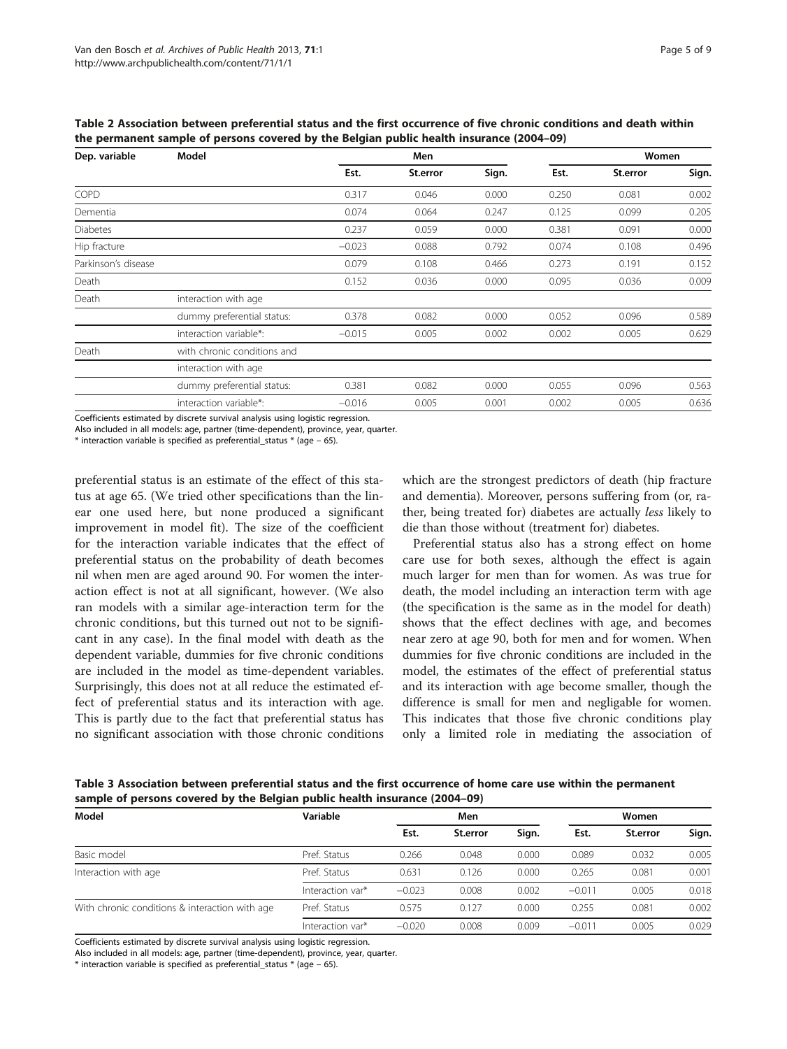**Table 2 Association between preferential status and the first occurrence of five chronic conditions and death within the permanent sample of persons covered by the Belgian public health insurance (2004–09)**

| Dep. variable | Model | Men | | | Women | | |
|---|---|---|---|---|---|---|---|
| | | Est. | St.error | Sign. | Est. | St.error | Sign. |
| COPD | | 0.317 | 0.046 | 0.000 | 0.250 | 0.081 | 0.002 |
| Dementia | | 0.074 | 0.064 | 0.247 | 0.125 | 0.099 | 0.205 |
| Diabetes | | 0.237 | 0.059 | 0.000 | 0.381 | 0.091 | 0.000 |
| Hip fracture | | −0.023 | 0.088 | 0.792 | 0.074 | 0.108 | 0.496 |
| Parkinson's disease | | 0.079 | 0.108 | 0.466 | 0.273 | 0.191 | 0.152 |
| Death | | 0.152 | 0.036 | 0.000 | 0.095 | 0.036 | 0.009 |
| Death | interaction with age | | | | | | |
| | dummy preferential status: | 0.378 | 0.082 | 0.000 | 0.052 | 0.096 | 0.589 |
| | interaction variable*: | −0.015 | 0.005 | 0.002 | 0.002 | 0.005 | 0.629 |
| Death | with chronic conditions and | | | | | | |
| | interaction with age | | | | | | |
| | dummy preferential status: | 0.381 | 0.082 | 0.000 | 0.055 | 0.096 | 0.563 |
| | interaction variable*: | −0.016 | 0.005 | 0.001 | 0.002 | 0.005 | 0.636 |

Coefficients estimated by discrete survival analysis using logistic regression.
Also included in all models: age, partner (time-dependent), province, year, quarter.
* interaction variable is specified as preferential_status * (age – 65).

preferential status is an estimate of the effect of this status at age 65. (We tried other specifications than the linear one used here, but none produced a significant improvement in model fit). The size of the coefficient for the interaction variable indicates that the effect of preferential status on the probability of death becomes nil when men are aged around 90. For women the interaction effect is not at all significant, however. (We also ran models with a similar age-interaction term for the chronic conditions, but this turned out not to be significant in any case). In the final model with death as the dependent variable, dummies for five chronic conditions are included in the model as time-dependent variables. Surprisingly, this does not at all reduce the estimated effect of preferential status and its interaction with age. This is partly due to the fact that preferential status has no significant association with those chronic conditions which are the strongest predictors of death (hip fracture and dementia). Moreover, persons suffering from (or, rather, being treated for) diabetes are actually *less* likely to die than those without (treatment for) diabetes.

Preferential status also has a strong effect on home care use for both sexes, although the effect is again much larger for men than for women. As was true for death, the model including an interaction term with age (the specification is the same as in the model for death) shows that the effect declines with age, and becomes near zero at age 90, both for men and for women. When dummies for five chronic conditions are included in the model, the estimates of the effect of preferential status and its interaction with age become smaller, though the difference is small for men and negligable for women. This indicates that those five chronic conditions play only a limited role in mediating the association of

**Table 3 Association between preferential status and the first occurrence of home care use within the permanent sample of persons covered by the Belgian public health insurance (2004–09)**

| Model | Variable | Men | | | Women | | |
|---|---|---|---|---|---|---|---|
| | | Est. | St.error | Sign. | Est. | St.error | Sign. |
| Basic model | Pref. Status | 0.266 | 0.048 | 0.000 | 0.089 | 0.032 | 0.005 |
| Interaction with age | Pref. Status | 0.631 | 0.126 | 0.000 | 0.265 | 0.081 | 0.001 |
| | Interaction var* | −0.023 | 0.008 | 0.002 | −0.011 | 0.005 | 0.018 |
| With chronic conditions & interaction with age | Pref. Status | 0.575 | 0.127 | 0.000 | 0.255 | 0.081 | 0.002 |
| | Interaction var* | −0.020 | 0.008 | 0.009 | −0.011 | 0.005 | 0.029 |

Coefficients estimated by discrete survival analysis using logistic regression.
Also included in all models: age, partner (time-dependent), province, year, quarter.
* interaction variable is specified as preferential_status * (age – 65).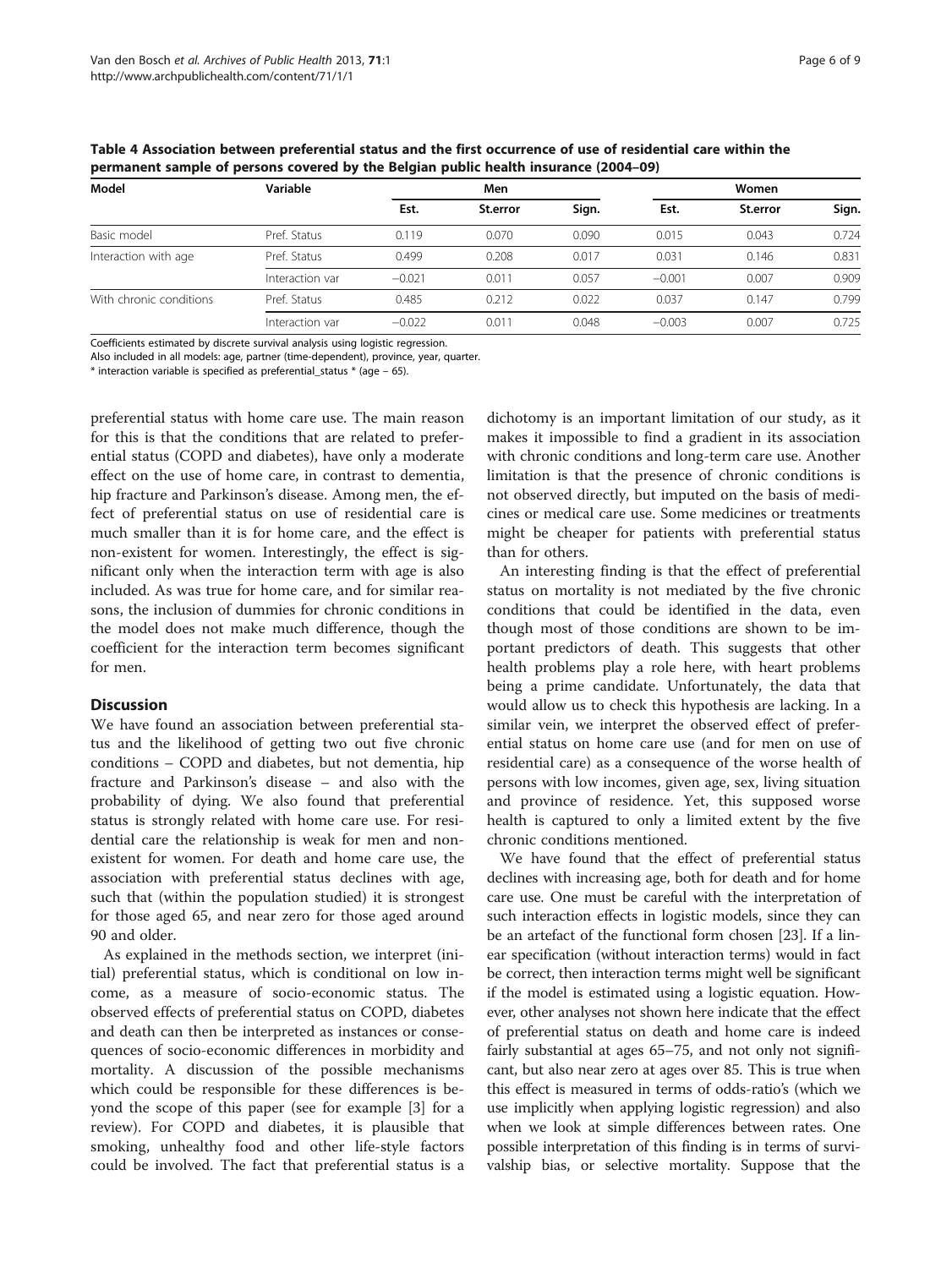**Table 4 Association between preferential status and the first occurrence of use of residential care within the permanent sample of persons covered by the Belgian public health insurance (2004–09)**

| Model | Variable | Men | | | Women | | |
|---|---|---|---|---|---|---|---|
| | | Est. | St.error | Sign. | Est. | St.error | Sign. |
| Basic model | Pref. Status | 0.119 | 0.070 | 0.090 | 0.015 | 0.043 | 0.724 |
| Interaction with age | Pref. Status | 0.499 | 0.208 | 0.017 | 0.031 | 0.146 | 0.831 |
| | Interaction var | −0.021 | 0.011 | 0.057 | −0.001 | 0.007 | 0.909 |
| With chronic conditions | Pref. Status | 0.485 | 0.212 | 0.022 | 0.037 | 0.147 | 0.799 |
| | Interaction var | −0.022 | 0.011 | 0.048 | −0.003 | 0.007 | 0.725 |

Coefficients estimated by discrete survival analysis using logistic regression.
Also included in all models: age, partner (time-dependent), province, year, quarter.
* interaction variable is specified as preferential_status * (age – 65).

preferential status with home care use. The main reason for this is that the conditions that are related to preferential status (COPD and diabetes), have only a moderate effect on the use of home care, in contrast to dementia, hip fracture and Parkinson's disease. Among men, the effect of preferential status on use of residential care is much smaller than it is for home care, and the effect is non-existent for women. Interestingly, the effect is significant only when the interaction term with age is also included. As was true for home care, and for similar reasons, the inclusion of dummies for chronic conditions in the model does not make much difference, though the coefficient for the interaction term becomes significant for men.

## Discussion

We have found an association between preferential status and the likelihood of getting two out five chronic conditions – COPD and diabetes, but not dementia, hip fracture and Parkinson's disease – and also with the probability of dying. We also found that preferential status is strongly related with home care use. For residential care the relationship is weak for men and nonexistent for women. For death and home care use, the association with preferential status declines with age, such that (within the population studied) it is strongest for those aged 65, and near zero for those aged around 90 and older.

As explained in the methods section, we interpret (initial) preferential status, which is conditional on low income, as a measure of socio-economic status. The observed effects of preferential status on COPD, diabetes and death can then be interpreted as instances or consequences of socio-economic differences in morbidity and mortality. A discussion of the possible mechanisms which could be responsible for these differences is beyond the scope of this paper (see for example [3] for a review). For COPD and diabetes, it is plausible that smoking, unhealthy food and other life-style factors could be involved. The fact that preferential status is a dichotomy is an important limitation of our study, as it makes it impossible to find a gradient in its association with chronic conditions and long-term care use. Another limitation is that the presence of chronic conditions is not observed directly, but imputed on the basis of medicines or medical care use. Some medicines or treatments might be cheaper for patients with preferential status than for others.

An interesting finding is that the effect of preferential status on mortality is not mediated by the five chronic conditions that could be identified in the data, even though most of those conditions are shown to be important predictors of death. This suggests that other health problems play a role here, with heart problems being a prime candidate. Unfortunately, the data that would allow us to check this hypothesis are lacking. In a similar vein, we interpret the observed effect of preferential status on home care use (and for men on use of residential care) as a consequence of the worse health of persons with low incomes, given age, sex, living situation and province of residence. Yet, this supposed worse health is captured to only a limited extent by the five chronic conditions mentioned.

We have found that the effect of preferential status declines with increasing age, both for death and for home care use. One must be careful with the interpretation of such interaction effects in logistic models, since they can be an artefact of the functional form chosen [23]. If a linear specification (without interaction terms) would in fact be correct, then interaction terms might well be significant if the model is estimated using a logistic equation. However, other analyses not shown here indicate that the effect of preferential status on death and home care is indeed fairly substantial at ages 65–75, and not only not significant, but also near zero at ages over 85. This is true when this effect is measured in terms of odds-ratio's (which we use implicitly when applying logistic regression) and also when we look at simple differences between rates. One possible interpretation of this finding is in terms of survivalship bias, or selective mortality. Suppose that the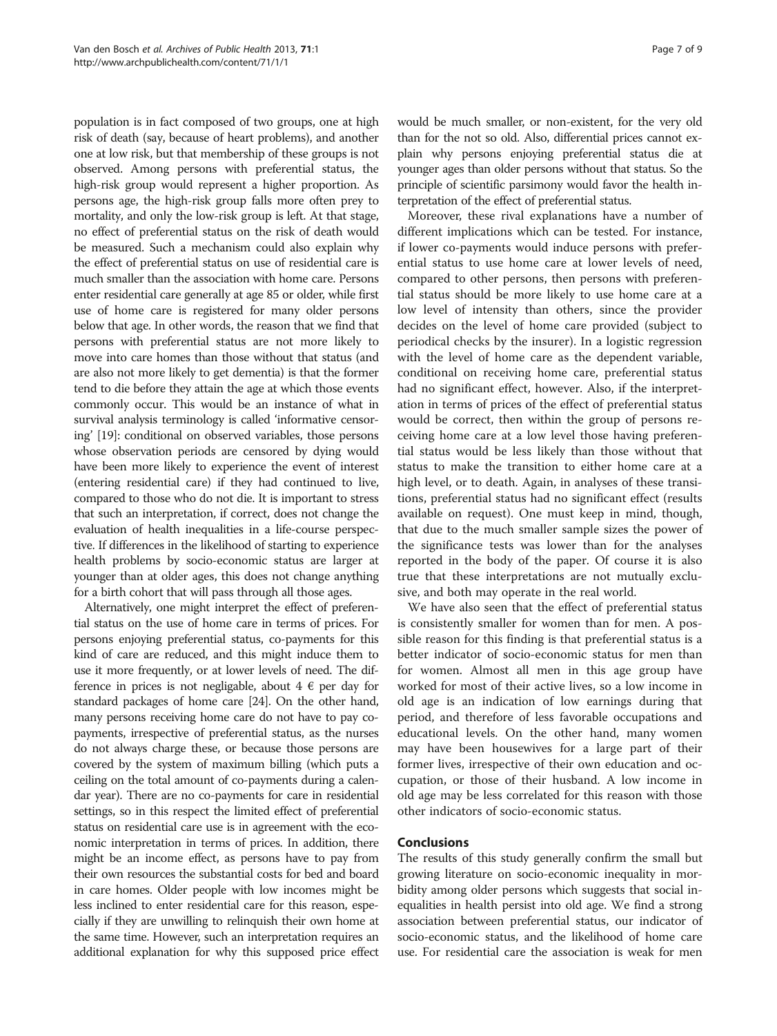population is in fact composed of two groups, one at high risk of death (say, because of heart problems), and another one at low risk, but that membership of these groups is not observed. Among persons with preferential status, the high-risk group would represent a higher proportion. As persons age, the high-risk group falls more often prey to mortality, and only the low-risk group is left. At that stage, no effect of preferential status on the risk of death would be measured. Such a mechanism could also explain why the effect of preferential status on use of residential care is much smaller than the association with home care. Persons enter residential care generally at age 85 or older, while first use of home care is registered for many older persons below that age. In other words, the reason that we find that persons with preferential status are not more likely to move into care homes than those without that status (and are also not more likely to get dementia) is that the former tend to die before they attain the age at which those events commonly occur. This would be an instance of what in survival analysis terminology is called 'informative censoring' [19]: conditional on observed variables, those persons whose observation periods are censored by dying would have been more likely to experience the event of interest (entering residential care) if they had continued to live, compared to those who do not die. It is important to stress that such an interpretation, if correct, does not change the evaluation of health inequalities in a life-course perspective. If differences in the likelihood of starting to experience health problems by socio-economic status are larger at younger than at older ages, this does not change anything for a birth cohort that will pass through all those ages.

Alternatively, one might interpret the effect of preferential status on the use of home care in terms of prices. For persons enjoying preferential status, co-payments for this kind of care are reduced, and this might induce them to use it more frequently, or at lower levels of need. The difference in prices is not negligable, about 4 € per day for standard packages of home care [24]. On the other hand, many persons receiving home care do not have to pay co-payments, irrespective of preferential status, as the nurses do not always charge these, or because those persons are covered by the system of maximum billing (which puts a ceiling on the total amount of co-payments during a calendar year). There are no co-payments for care in residential settings, so in this respect the limited effect of preferential status on residential care use is in agreement with the economic interpretation in terms of prices. In addition, there might be an income effect, as persons have to pay from their own resources the substantial costs for bed and board in care homes. Older people with low incomes might be less inclined to enter residential care for this reason, especially if they are unwilling to relinquish their own home at the same time. However, such an interpretation requires an additional explanation for why this supposed price effect would be much smaller, or non-existent, for the very old than for the not so old. Also, differential prices cannot explain why persons enjoying preferential status die at younger ages than older persons without that status. So the principle of scientific parsimony would favor the health interpretation of the effect of preferential status.

Moreover, these rival explanations have a number of different implications which can be tested. For instance, if lower co-payments would induce persons with preferential status to use home care at lower levels of need, compared to other persons, then persons with preferential status should be more likely to use home care at a low level of intensity than others, since the provider decides on the level of home care provided (subject to periodical checks by the insurer). In a logistic regression with the level of home care as the dependent variable, conditional on receiving home care, preferential status had no significant effect, however. Also, if the interpretation in terms of prices of the effect of preferential status would be correct, then within the group of persons receiving home care at a low level those having preferential status would be less likely than those without that status to make the transition to either home care at a high level, or to death. Again, in analyses of these transitions, preferential status had no significant effect (results available on request). One must keep in mind, though, that due to the much smaller sample sizes the power of the significance tests was lower than for the analyses reported in the body of the paper. Of course it is also true that these interpretations are not mutually exclusive, and both may operate in the real world.

We have also seen that the effect of preferential status is consistently smaller for women than for men. A possible reason for this finding is that preferential status is a better indicator of socio-economic status for men than for women. Almost all men in this age group have worked for most of their active lives, so a low income in old age is an indication of low earnings during that period, and therefore of less favorable occupations and educational levels. On the other hand, many women may have been housewives for a large part of their former lives, irrespective of their own education and occupation, or those of their husband. A low income in old age may be less correlated for this reason with those other indicators of socio-economic status.

## Conclusions

The results of this study generally confirm the small but growing literature on socio-economic inequality in morbidity among older persons which suggests that social inequalities in health persist into old age. We find a strong association between preferential status, our indicator of socio-economic status, and the likelihood of home care use. For residential care the association is weak for men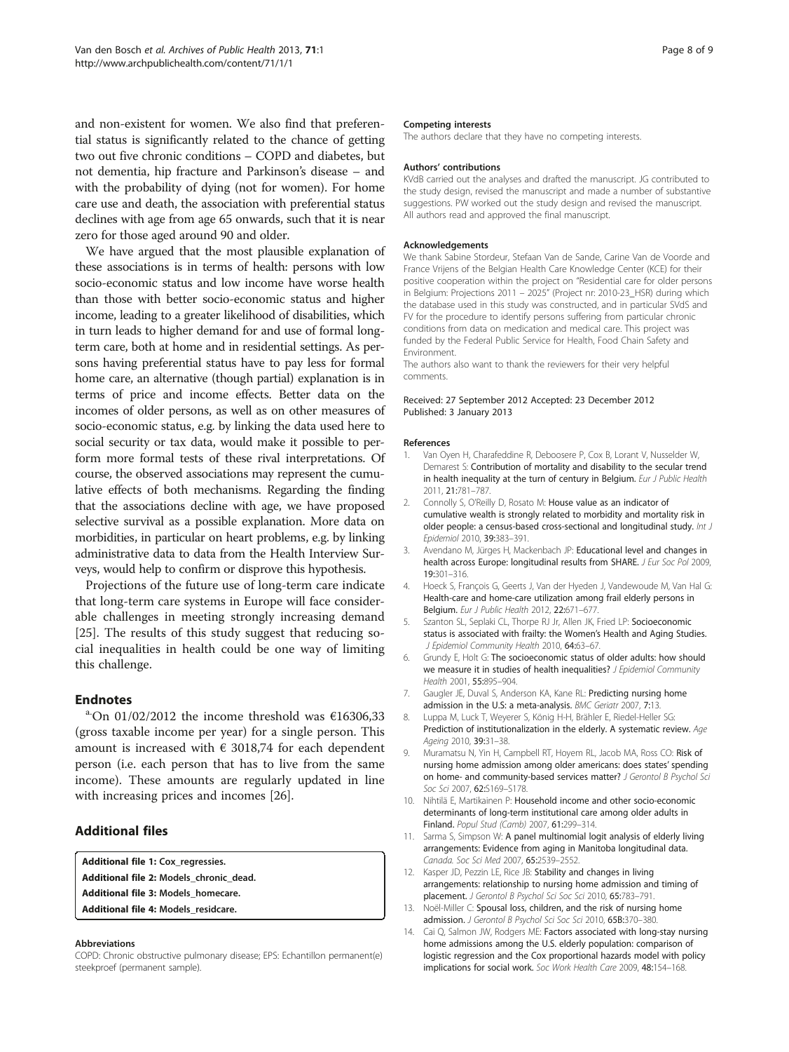and non-existent for women. We also find that preferential status is significantly related to the chance of getting two out five chronic conditions – COPD and diabetes, but not dementia, hip fracture and Parkinson's disease – and with the probability of dying (not for women). For home care use and death, the association with preferential status declines with age from age 65 onwards, such that it is near zero for those aged around 90 and older.

We have argued that the most plausible explanation of these associations is in terms of health: persons with low socio-economic status and low income have worse health than those with better socio-economic status and higher income, leading to a greater likelihood of disabilities, which in turn leads to higher demand for and use of formal long-term care, both at home and in residential settings. As persons having preferential status have to pay less for formal home care, an alternative (though partial) explanation is in terms of price and income effects. Better data on the incomes of older persons, as well as on other measures of socio-economic status, e.g. by linking the data used here to social security or tax data, would make it possible to perform more formal tests of these rival interpretations. Of course, the observed associations may represent the cumulative effects of both mechanisms. Regarding the finding that the associations decline with age, we have proposed selective survival as a possible explanation. More data on morbidities, in particular on heart problems, e.g. by linking administrative data to data from the Health Interview Surveys, would help to confirm or disprove this hypothesis.

Projections of the future use of long-term care indicate that long-term care systems in Europe will face considerable challenges in meeting strongly increasing demand [25]. The results of this study suggest that reducing social inequalities in health could be one way of limiting this challenge.

## Endnotes

[a.]On 01/02/2012 the income threshold was €16306,33 (gross taxable income per year) for a single person. This amount is increased with € 3018,74 for each dependent person (i.e. each person that has to live from the same income). These amounts are regularly updated in line with increasing prices and incomes [26].

## Additional files

**Additional file 1: Cox_regressies.**
**Additional file 2: Models_chronic_dead.**
**Additional file 3: Models_homecare.**
**Additional file 4: Models_residcare.**

#### Abbreviations

COPD: Chronic obstructive pulmonary disease; EPS: Echantillon permanent(e) steekproef (permanent sample).

#### Competing interests

The authors declare that they have no competing interests.

#### Authors' contributions

KVdB carried out the analyses and drafted the manuscript. JG contributed to the study design, revised the manuscript and made a number of substantive suggestions. PW worked out the study design and revised the manuscript. All authors read and approved the final manuscript.

#### Acknowledgements

We thank Sabine Stordeur, Stefaan Van de Sande, Carine Van de Voorde and France Vrijens of the Belgian Health Care Knowledge Center (KCE) for their positive cooperation within the project on "Residential care for older persons in Belgium: Projections 2011 – 2025" (Project nr: 2010-23_HSR) during which the database used in this study was constructed, and in particular SVdS and FV for the procedure to identify persons suffering from particular chronic conditions from data on medication and medical care. This project was funded by the Federal Public Service for Health, Food Chain Safety and Environment.

The authors also want to thank the reviewers for their very helpful comments.

Received: 27 September 2012 Accepted: 23 December 2012
Published: 3 January 2013

#### References

1. Van Oyen H, Charafeddine R, Deboosere P, Cox B, Lorant V, Nusselder W, Demarest S: **Contribution of mortality and disability to the secular trend in health inequality at the turn of century in Belgium.** *Eur J Public Health* 2011, **21:**781–787.
2. Connolly S, O'Reilly D, Rosato M: **House value as an indicator of cumulative wealth is strongly related to morbidity and mortality risk in older people: a census-based cross-sectional and longitudinal study.** *Int J Epidemiol* 2010, **39:**383–391.
3. Avendano M, Jürges H, Mackenbach JP: **Educational level and changes in health across Europe: longitudinal results from SHARE.** *J Eur Soc Pol* 2009, **19:**301–316.
4. Hoeck S, François G, Geerts J, Van der Hyeden J, Vandewoude M, Van Hal G: **Health-care and home-care utilization among frail elderly persons in Belgium.** *Eur J Public Health* 2012, **22:**671–677.
5. Szanton SL, Seplaki CL, Thorpe RJ Jr, Allen JK, Fried LP: **Socioeconomic status is associated with frailty: the Women's Health and Aging Studies.** *J Epidemiol Community Health* 2010, **64:**63–67.
6. Grundy E, Holt G: **The socioeconomic status of older adults: how should we measure it in studies of health inequalities?** *J Epidemiol Community Health* 2001, **55:**895–904.
7. Gaugler JE, Duval S, Anderson KA, Kane RL: **Predicting nursing home admission in the U.S: a meta-analysis.** *BMC Geriatr* 2007, **7:**13.
8. Luppa M, Luck T, Weyerer S, König H-H, Brähler E, Riedel-Heller SG: **Prediction of institutionalization in the elderly. A systematic review.** *Age Ageing* 2010, **39:**31–38.
9. Muramatsu N, Yin H, Campbell RT, Hoyem RL, Jacob MA, Ross CO: **Risk of nursing home admission among older americans: does states' spending on home- and community-based services matter?** *J Gerontol B Psychol Sci Soc Sci* 2007, **62:**S169–S178.
10. Nihtilä E, Martikainen P: **Household income and other socio-economic determinants of long-term institutional care among older adults in Finland.** *Popul Stud (Camb)* 2007, **61:**299–314.
11. Sarma S, Simpson W: **A panel multinomial logit analysis of elderly living arrangements: Evidence from aging in Manitoba longitudinal data.** *Canada. Soc Sci Med* 2007, **65:**2539–2552.
12. Kasper JD, Pezzin LE, Rice JB: **Stability and changes in living arrangements: relationship to nursing home admission and timing of placement.** *J Gerontol B Psychol Sci Soc Sci* 2010, **65:**783–791.
13. Noël-Miller C: **Spousal loss, children, and the risk of nursing home admission.** *J Gerontol B Psychol Sci Soc Sci* 2010, **65B:**370–380.
14. Cai Q, Salmon JW, Rodgers ME: **Factors associated with long-stay nursing home admissions among the U.S. elderly population: comparison of logistic regression and the Cox proportional hazards model with policy implications for social work.** *Soc Work Health Care* 2009, **48:**154–168.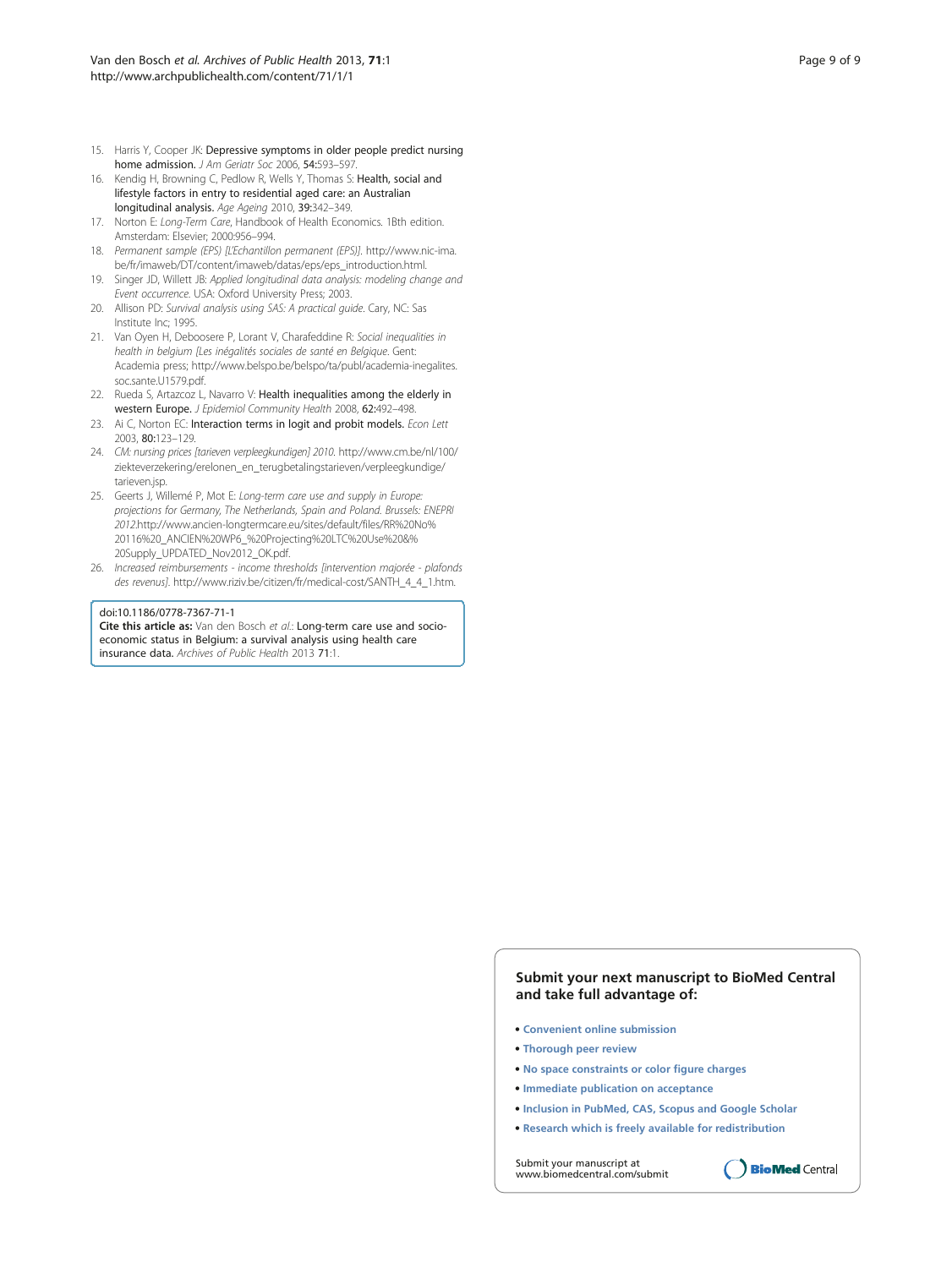15. Harris Y, Cooper JK: **Depressive symptoms in older people predict nursing home admission.** *J Am Geriatr Soc* 2006, **54:**593–597.
16. Kendig H, Browning C, Pedlow R, Wells Y, Thomas S: **Health, social and lifestyle factors in entry to residential aged care: an Australian longitudinal analysis.** *Age Ageing* 2010, **39:**342–349.
17. Norton E: *Long-Term Care*, Handbook of Health Economics. 1Bth edition. Amsterdam: Elsevier; 2000:956–994.
18. *Permanent sample (EPS) [L'Echantillon permanent (EPS)].* http://www.nic-ima.be/fr/imaweb/DT/content/imaweb/datas/eps/eps_introduction.html.
19. Singer JD, Willett JB: *Applied longitudinal data analysis: modeling change and Event occurrence.* USA: Oxford University Press; 2003.
20. Allison PD: *Survival analysis using SAS: A practical guide.* Cary, NC: Sas Institute Inc; 1995.
21. Van Oyen H, Deboosere P, Lorant V, Charafeddine R: *Social inequalities in health in belgium [Les inégalités sociales de santé en Belgique.* Gent: Academia press; http://www.belspo.be/belspo/ta/publ/academia-inegalites.soc.sante.U1579.pdf.
22. Rueda S, Artazcoz L, Navarro V: **Health inequalities among the elderly in western Europe.** *J Epidemiol Community Health* 2008, **62:**492–498.
23. Ai C, Norton EC: **Interaction terms in logit and probit models.** *Econ Lett* 2003, **80:**123–129.
24. *CM: nursing prices [tarieven verpleegkundigen] 2010.* http://www.cm.be/nl/100/ziekteverzekering/erelonen_en_terugbetalingstarieven/verpleegkundige/tarieven.jsp.
25. Geerts J, Willemé P, Mot E: *Long-term care use and supply in Europe: projections for Germany, The Netherlands, Spain and Poland. Brussels: ENEPRI 2012.*http://www.ancien-longtermcare.eu/sites/default/files/RR%20No%20116%20_ANCIEN%20WP6_%20Projecting%20LTC%20Use%20&%20Supply_UPDATED_Nov2012_OK.pdf.
26. *Increased reimbursements - income thresholds [intervention majorée - plafonds des revenus].* http://www.riziv.be/citizen/fr/medical-cost/SANTH_4_4_1.htm.

doi:10.1186/0778-7367-71-1

**Cite this article as:** Van den Bosch *et al.*: Long-term care use and socio-economic status in Belgium: a survival analysis using health care insurance data. *Archives of Public Health* 2013 **71**:1.

**Submit your next manuscript to BioMed Central and take full advantage of:**

- **Convenient online submission**
- **Thorough peer review**
- **No space constraints or color figure charges**
- **Immediate publication on acceptance**
- **Inclusion in PubMed, CAS, Scopus and Google Scholar**
- **Research which is freely available for redistribution**

Submit your manuscript at
www.biomedcentral.com/submit

BioMed Central